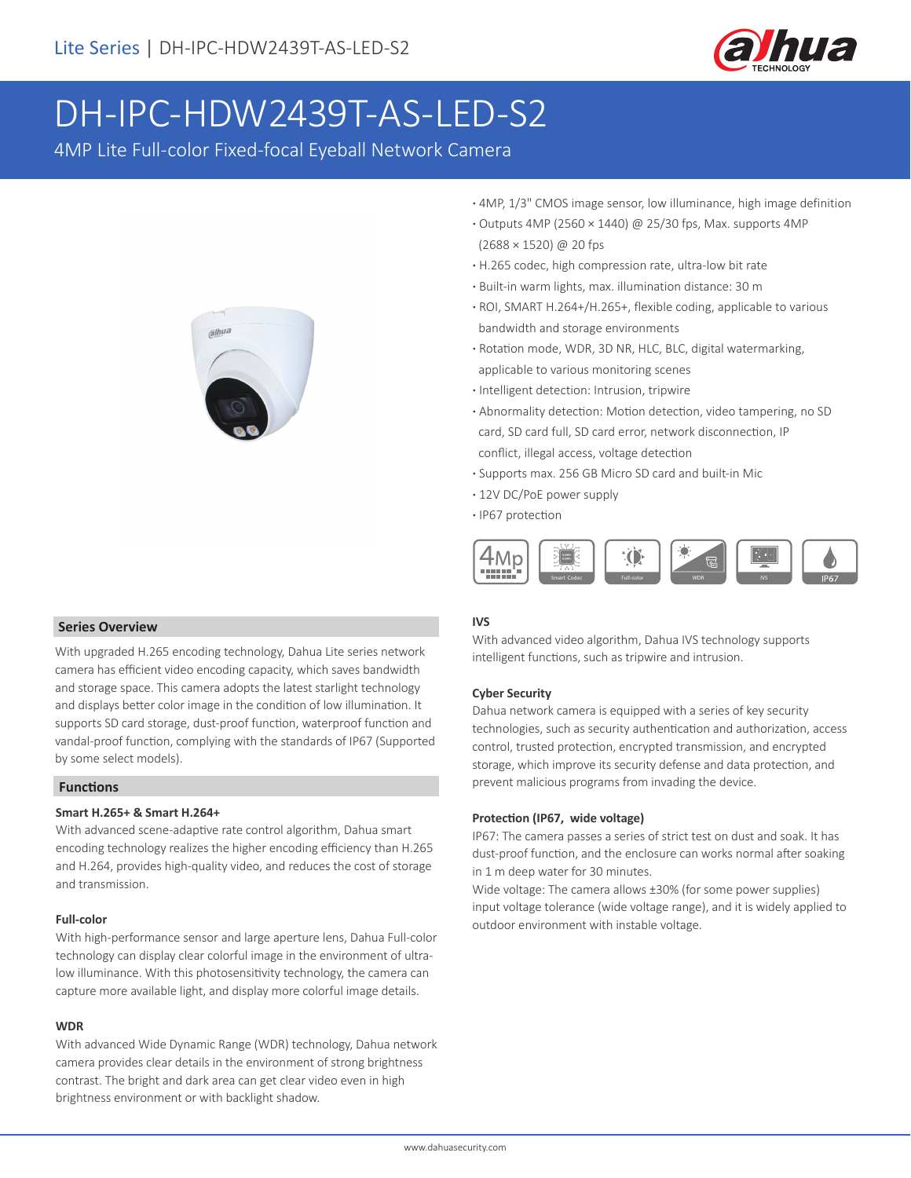# DH-IPC-HDW2439T-AS-LED-S2

4MP Lite Full-color Fixed-focal Eyeball Network Camera

- 4MP, 1/3" CMOS image sensor, low illuminance, high image definition
- Outputs 4MP (2560 × 1440) @ 25/30 fps, Max. supports 4MP (2688 × 1520) @ 20 fps
- H.265 codec, high compression rate, ultra-low bit rate
- Built-in warm lights, max. illumination distance: 30 m
- ROI, SMART H.264+/H.265+, flexible coding, applicable to various bandwidth and storage environments
- Rotation mode, WDR, 3D NR, HLC, BLC, digital watermarking, applicable to various monitoring scenes
- Intelligent detection: Intrusion, tripwire
- Abnormality detection: Motion detection, video tampering, no SD card, SD card full, SD card error, network disconnection, IP conflict, illegal access, voltage detection
- Supports max. 256 GB Micro SD card and built-in Mic
- 12V DC/PoE power supply
- IP67 protection

## Series Overview

With upgraded H.265 encoding technology, Dahua Lite series network camera has efficient video encoding capacity, which saves bandwidth and storage space. This camera adopts the latest starlight technology and displays better color image in the condition of low illumination. It supports SD card storage, dust-proof function, waterproof function and vandal-proof function, complying with the standards of IP67 (Supported by some select models).

## Functions

### Smart H.265+ & Smart H.264+

With advanced scene-adaptive rate control algorithm, Dahua smart encoding technology realizes the higher encoding efficiency than H.265 and H.264, provides high-quality video, and reduces the cost of storage and transmission.

### Full-color

With high-performance sensor and large aperture lens, Dahua Full-color technology can display clear colorful image in the environment of ultra-low illuminance. With this photosensitivity technology, the camera can capture more available light, and display more colorful image details.

### WDR

With advanced Wide Dynamic Range (WDR) technology, Dahua network camera provides clear details in the environment of strong brightness contrast. The bright and dark area can get clear video even in high brightness environment or with backlight shadow.

### IVS

With advanced video algorithm, Dahua IVS technology supports intelligent functions, such as tripwire and intrusion.

### Cyber Security

Dahua network camera is equipped with a series of key security technologies, such as security authentication and authorization, access control, trusted protection, encrypted transmission, and encrypted storage, which improve its security defense and data protection, and prevent malicious programs from invading the device.

### Protection (IP67, wide voltage)

IP67: The camera passes a series of strict test on dust and soak. It has dust-proof function, and the enclosure can works normal after soaking in 1 m deep water for 30 minutes.

Wide voltage: The camera allows ±30% (for some power supplies) input voltage tolerance (wide voltage range), and it is widely applied to outdoor environment with instable voltage.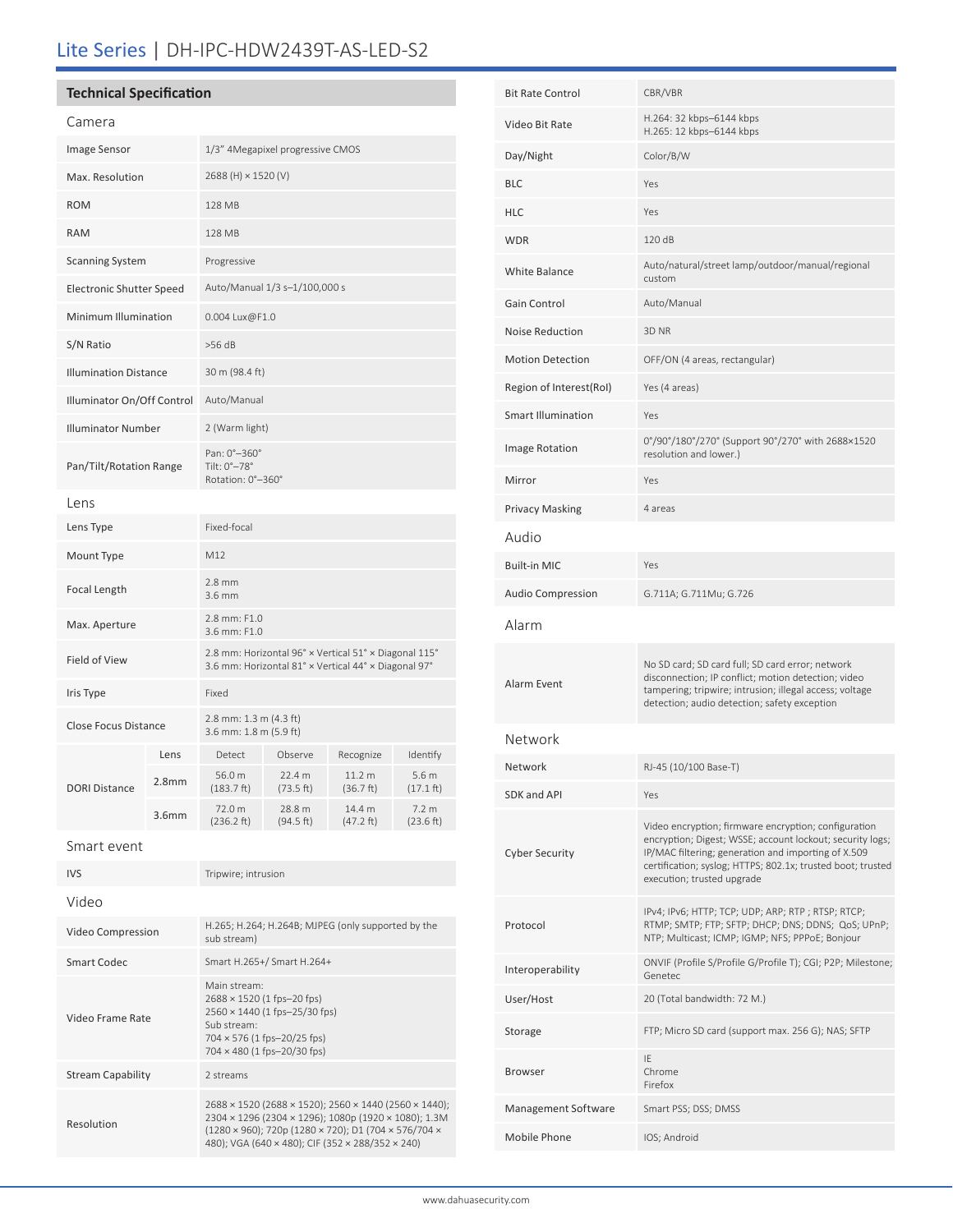# Lite Series | DH-IPC-HDW2439T-AS-LED-S2

## Technical Specification

### Camera

| | |
|---|---|
| Image Sensor | 1/3" 4Megapixel progressive CMOS |
| Max. Resolution | 2688 (H) × 1520 (V) |
| ROM | 128 MB |
| RAM | 128 MB |
| Scanning System | Progressive |
| Electronic Shutter Speed | Auto/Manual 1/3 s–1/100,000 s |
| Minimum Illumination | 0.004 Lux@F1.0 |
| S/N Ratio | >56 dB |
| Illumination Distance | 30 m (98.4 ft) |
| Illuminator On/Off Control | Auto/Manual |
| Illuminator Number | 2 (Warm light) |
| Pan/Tilt/Rotation Range | Pan: 0°–360°<br>Tilt: 0°–78°<br>Rotation: 0°–360° |

### Lens

| | |
|---|---|
| Lens Type | Fixed-focal |
| Mount Type | M12 |
| Focal Length | 2.8 mm<br>3.6 mm |
| Max. Aperture | 2.8 mm: F1.0<br>3.6 mm: F1.0 |
| Field of View | 2.8 mm: Horizontal 96° × Vertical 51° × Diagonal 115°<br>3.6 mm: Horizontal 81° × Vertical 44° × Diagonal 97° |
| Iris Type | Fixed |
| Close Focus Distance | 2.8 mm: 1.3 m (4.3 ft)<br>3.6 mm: 1.8 m (5.9 ft) |

| | Lens | Detect | Observe | Recognize | Identify |
|---|---|---|---|---|---|
| DORI Distance | 2.8mm | 56.0 m (183.7 ft) | 22.4 m (73.5 ft) | 11.2 m (36.7 ft) | 5.6 m (17.1 ft) |
| | 3.6mm | 72.0 m (236.2 ft) | 28.8 m (94.5 ft) | 14.4 m (47.2 ft) | 7.2 m (23.6 ft) |

### Smart event

| | |
|---|---|
| IVS | Tripwire; intrusion |

### Video

| | |
|---|---|
| Video Compression | H.265; H.264; H.264B; MJPEG (only supported by the sub stream) |
| Smart Codec | Smart H.265+/ Smart H.264+ |
| Video Frame Rate | Main stream:<br>2688 × 1520 (1 fps–20 fps)<br>2560 × 1440 (1 fps–25/30 fps)<br>Sub stream:<br>704 × 576 (1 fps–20/25 fps)<br>704 × 480 (1 fps–20/30 fps) |
| Stream Capability | 2 streams |
| Resolution | 2688 × 1520 (2688 × 1520); 2560 × 1440 (2560 × 1440); 2304 × 1296 (2304 × 1296); 1080p (1920 × 1080); 1.3M (1280 × 960); 720p (1280 × 720); D1 (704 × 576/704 × 480); VGA (640 × 480); CIF (352 × 288/352 × 240) |
| Bit Rate Control | CBR/VBR |
| Video Bit Rate | H.264: 32 kbps–6144 kbps<br>H.265: 12 kbps–6144 kbps |
| Day/Night | Color/B/W |
| BLC | Yes |
| HLC | Yes |
| WDR | 120 dB |
| White Balance | Auto/natural/street lamp/outdoor/manual/regional custom |
| Gain Control | Auto/Manual |
| Noise Reduction | 3D NR |
| Motion Detection | OFF/ON (4 areas, rectangular) |
| Region of Interest(RoI) | Yes (4 areas) |
| Smart Illumination | Yes |
| Image Rotation | 0°/90°/180°/270° (Support 90°/270° with 2688×1520 resolution and lower.) |
| Mirror | Yes |
| Privacy Masking | 4 areas |

### Audio

| | |
|---|---|
| Built-in MIC | Yes |
| Audio Compression | G.711A; G.711Mu; G.726 |

### Alarm

| | |
|---|---|
| Alarm Event | No SD card; SD card full; SD card error; network disconnection; IP conflict; motion detection; video tampering; tripwire; intrusion; illegal access; voltage detection; audio detection; safety exception |

### Network

| | |
|---|---|
| Network | RJ-45 (10/100 Base-T) |
| SDK and API | Yes |
| Cyber Security | Video encryption; firmware encryption; configuration encryption; Digest; WSSE; account lockout; security logs; IP/MAC filtering; generation and importing of X.509 certification; syslog; HTTPS; 802.1x; trusted boot; trusted execution; trusted upgrade |
| Protocol | IPv4; IPv6; HTTP; TCP; UDP; ARP; RTP ; RTSP; RTCP; RTMP; SMTP; FTP; SFTP; DHCP; DNS; DDNS; QoS; UPnP; NTP; Multicast; ICMP; IGMP; NFS; PPPoE; Bonjour |
| Interoperability | ONVIF (Profile S/Profile G/Profile T); CGI; P2P; Milestone; Genetec |
| User/Host | 20 (Total bandwidth: 72 M.) |
| Storage | FTP; Micro SD card (support max. 256 G); NAS; SFTP |
| Browser | IE<br>Chrome<br>Firefox |
| Management Software | Smart PSS; DSS; DMSS |
| Mobile Phone | IOS; Android |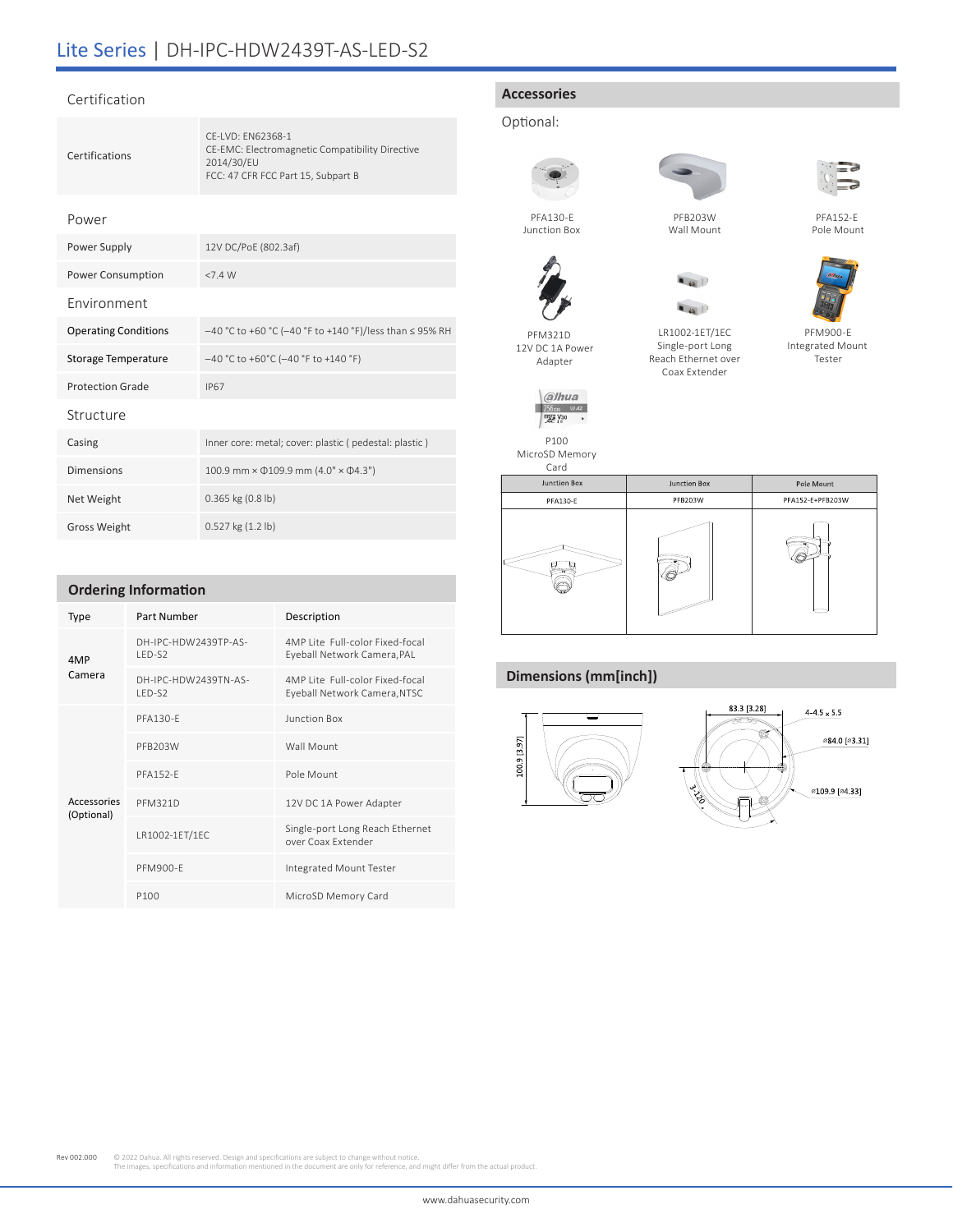# Lite Series | DH-IPC-HDW2439T-AS-LED-S2

## Certification

| | |
|---|---|
| Certifications | CE-LVD: EN62368-1<br>CE-EMC: Electromagnetic Compatibility Directive 2014/30/EU<br>FCC: 47 CFR FCC Part 15, Subpart B |

## Power

| | |
|---|---|
| Power Supply | 12V DC/PoE (802.3af) |
| Power Consumption | <7.4 W |

## Environment

| | |
|---|---|
| Operating Conditions | –40 °C to +60 °C (–40 °F to +140 °F)/less than ≤ 95% RH |
| Storage Temperature | –40 °C to +60°C (–40 °F to +140 °F) |
| Protection Grade | IP67 |

## Structure

| | |
|---|---|
| Casing | Inner core: metal; cover: plastic ( pedestal: plastic ) |
| Dimensions | 100.9 mm × Φ109.9 mm (4.0" × Φ4.3") |
| Net Weight | 0.365 kg (0.8 lb) |
| Gross Weight | 0.527 kg (1.2 lb) |

## Ordering Information

| Type | Part Number | Description |
|---|---|---|
| 4MP Camera | DH-IPC-HDW2439TP-AS-LED-S2 | 4MP Lite Full-color Fixed-focal Eyeball Network Camera,PAL |
| | DH-IPC-HDW2439TN-AS-LED-S2 | 4MP Lite Full-color Fixed-focal Eyeball Network Camera,NTSC |
| Accessories (Optional) | PFA130-E | Junction Box |
| | PFB203W | Wall Mount |
| | PFA152-E | Pole Mount |
| | PFM321D | 12V DC 1A Power Adapter |
| | LR1002-1ET/1EC | Single-port Long Reach Ethernet over Coax Extender |
| | PFM900-E | Integrated Mount Tester |
| | P100 | MicroSD Memory Card |

## Accessories

Optional:

PFA130-E
Junction Box

PFB203W
Wall Mount

PFA152-E
Pole Mount

PFM321D
12V DC 1A Power Adapter

LR1002-1ET/1EC
Single-port Long Reach Ethernet over Coax Extender

PFM900-E
Integrated Mount Tester

P100
MicroSD Memory Card

| Junction Box | Junction Box | Pole Mount |
|---|---|---|
| PFA130-E | PFB203W | PFA152-E+PFB203W |

## Dimensions (mm[inch])

100.9 [3.97]

83.3 [3.28]

4-4.5 x 5.5

Ø84.0 [Ø3.31]

Ø109.9 [Ø4.33]

3-120°

Rev 002.000 © 2022 Dahua. All rights reserved. Design and specifications are subject to change without notice.
The images, specifications and information mentioned in the document are only for reference, and might differ from the actual product.

www.dahuasecurity.com